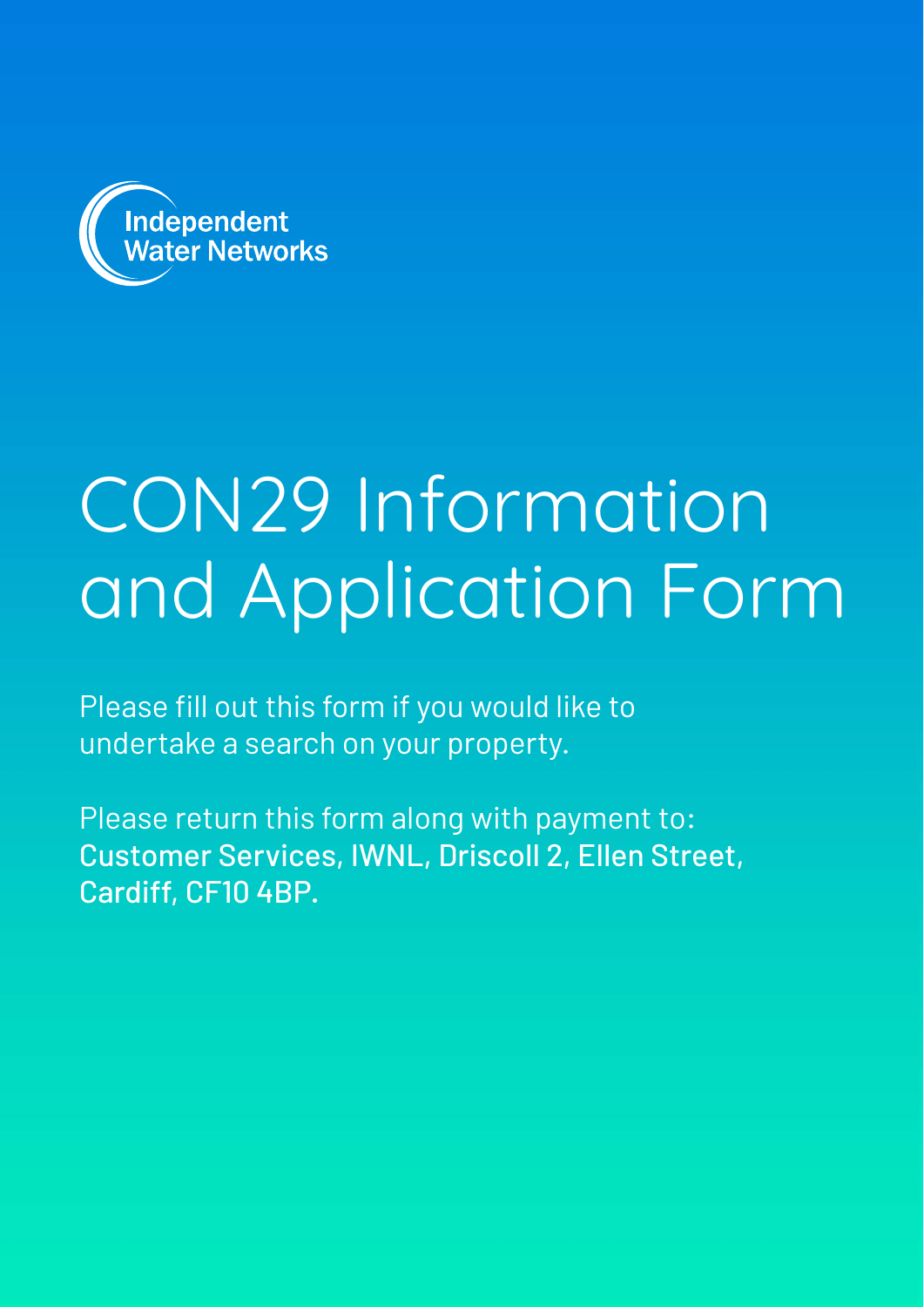Independent Water Networks

# CON29 Information and Application Form

Please fill out this form if you would like to undertake a search on your property.

Please return this form along with payment to: **Customer Services, IWNL, Driscoll 2, Ellen Street, Cardiff, CF10 4BP.**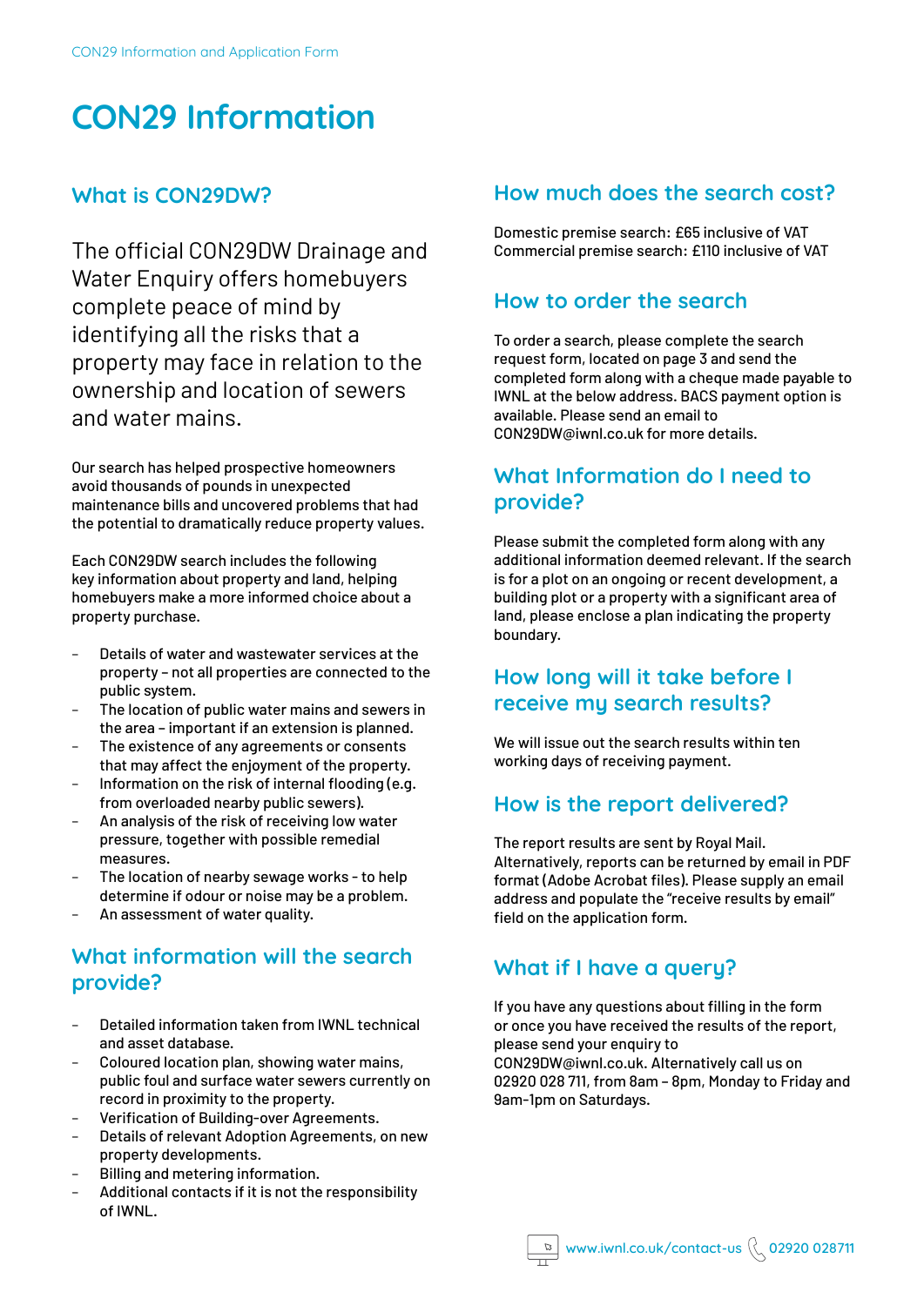# CON29 Information

## What is CON29DW?

The official CON29DW Drainage and Water Enquiry offers homebuyers complete peace of mind by identifying all the risks that a property may face in relation to the ownership and location of sewers and water mains.

Our search has helped prospective homeowners avoid thousands of pounds in unexpected maintenance bills and uncovered problems that had the potential to dramatically reduce property values.

Each CON29DW search includes the following key information about property and land, helping homebuyers make a more informed choice about a property purchase.

- Details of water and wastewater services at the property – not all properties are connected to the public system.
- The location of public water mains and sewers in the area – important if an extension is planned.
- The existence of any agreements or consents that may affect the enjoyment of the property.
- Information on the risk of internal flooding (e.g. from overloaded nearby public sewers).
- An analysis of the risk of receiving low water pressure, together with possible remedial measures.
- The location of nearby sewage works - to help determine if odour or noise may be a problem.
- An assessment of water quality.

## What information will the search provide?

- Detailed information taken from IWNL technical and asset database.
- Coloured location plan, showing water mains, public foul and surface water sewers currently on record in proximity to the property.
- Verification of Building-over Agreements.
- Details of relevant Adoption Agreements, on new property developments.
- Billing and metering information.
- Additional contacts if it is not the responsibility of IWNL.

## How much does the search cost?

Domestic premise search: £65 inclusive of VAT
Commercial premise search: £110 inclusive of VAT

## How to order the search

To order a search, please complete the search request form, located on page 3 and send the completed form along with a cheque made payable to IWNL at the below address. BACS payment option is available. Please send an email to CON29DW@iwnl.co.uk for more details.

## What Information do I need to provide?

Please submit the completed form along with any additional information deemed relevant. If the search is for a plot on an ongoing or recent development, a building plot or a property with a significant area of land, please enclose a plan indicating the property boundary.

## How long will it take before I receive my search results?

We will issue out the search results within ten working days of receiving payment.

## How is the report delivered?

The report results are sent by Royal Mail. Alternatively, reports can be returned by email in PDF format (Adobe Acrobat files). Please supply an email address and populate the "receive results by email" field on the application form.

## What if I have a query?

If you have any questions about filling in the form or once you have received the results of the report, please send your enquiry to CON29DW@iwnl.co.uk. Alternatively call us on 02920 028 711, from 8am – 8pm, Monday to Friday and 9am-1pm on Saturdays.

www.iwnl.co.uk/contact-us 02920 028711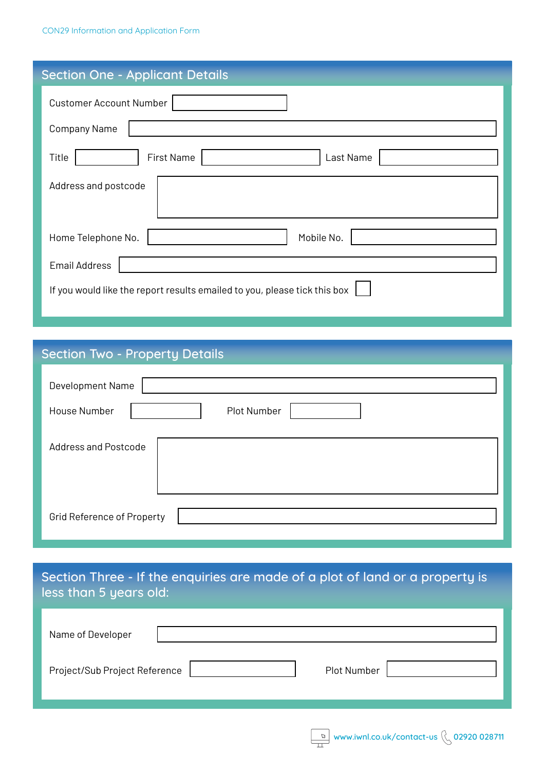## Section One - Applicant Details

Customer Account Number

Company Name

Title First Name Last Name

Address and postcode

Home Telephone No. Mobile No.

Email Address

If you would like the report results emailed to you, please tick this box

## Section Two - Property Details

Development Name

House Number Plot Number

Address and Postcode

Grid Reference of Property

## Section Three - If the enquiries are made of a plot of land or a property is less than 5 years old:

Name of Developer

Project/Sub Project Reference Plot Number

www.iwnl.co.uk/contact-us 02920 028711